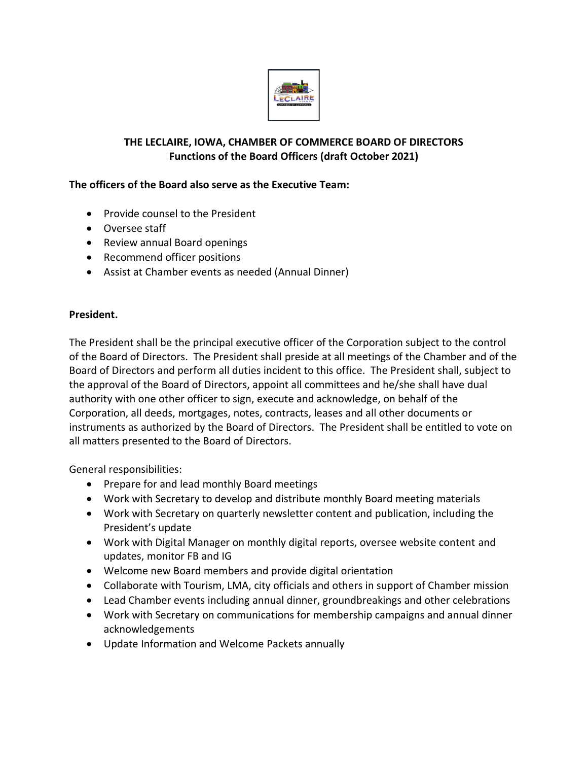# THE LECLAIRE, IOWA, CHAMBER OF COMMERCE BOARD OF DIRECTORS
## Functions of the Board Officers (draft October 2021)

**The officers of the Board also serve as the Executive Team:**

- Provide counsel to the President
- Oversee staff
- Review annual Board openings
- Recommend officer positions
- Assist at Chamber events as needed (Annual Dinner)

**President.**

The President shall be the principal executive officer of the Corporation subject to the control of the Board of Directors. The President shall preside at all meetings of the Chamber and of the Board of Directors and perform all duties incident to this office. The President shall, subject to the approval of the Board of Directors, appoint all committees and he/she shall have dual authority with one other officer to sign, execute and acknowledge, on behalf of the Corporation, all deeds, mortgages, notes, contracts, leases and all other documents or instruments as authorized by the Board of Directors. The President shall be entitled to vote on all matters presented to the Board of Directors.

General responsibilities:

- Prepare for and lead monthly Board meetings
- Work with Secretary to develop and distribute monthly Board meeting materials
- Work with Secretary on quarterly newsletter content and publication, including the President's update
- Work with Digital Manager on monthly digital reports, oversee website content and updates, monitor FB and IG
- Welcome new Board members and provide digital orientation
- Collaborate with Tourism, LMA, city officials and others in support of Chamber mission
- Lead Chamber events including annual dinner, groundbreakings and other celebrations
- Work with Secretary on communications for membership campaigns and annual dinner acknowledgements
- Update Information and Welcome Packets annually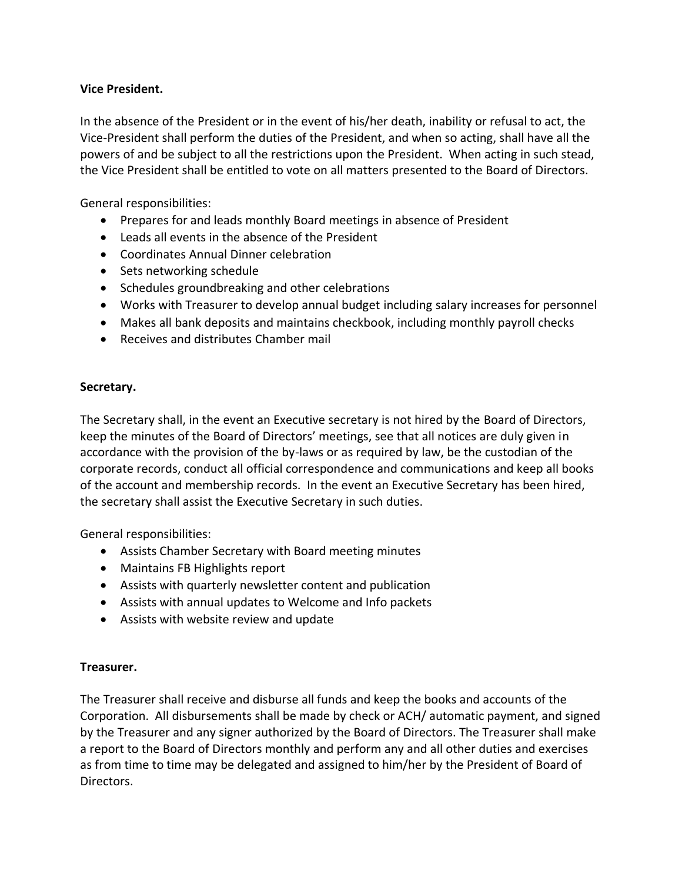**Vice President.**

In the absence of the President or in the event of his/her death, inability or refusal to act, the Vice-President shall perform the duties of the President, and when so acting, shall have all the powers of and be subject to all the restrictions upon the President. When acting in such stead, the Vice President shall be entitled to vote on all matters presented to the Board of Directors.

General responsibilities:

- Prepares for and leads monthly Board meetings in absence of President
- Leads all events in the absence of the President
- Coordinates Annual Dinner celebration
- Sets networking schedule
- Schedules groundbreaking and other celebrations
- Works with Treasurer to develop annual budget including salary increases for personnel
- Makes all bank deposits and maintains checkbook, including monthly payroll checks
- Receives and distributes Chamber mail

**Secretary.**

The Secretary shall, in the event an Executive secretary is not hired by the Board of Directors, keep the minutes of the Board of Directors' meetings, see that all notices are duly given in accordance with the provision of the by-laws or as required by law, be the custodian of the corporate records, conduct all official correspondence and communications and keep all books of the account and membership records. In the event an Executive Secretary has been hired, the secretary shall assist the Executive Secretary in such duties.

General responsibilities:

- Assists Chamber Secretary with Board meeting minutes
- Maintains FB Highlights report
- Assists with quarterly newsletter content and publication
- Assists with annual updates to Welcome and Info packets
- Assists with website review and update

**Treasurer.**

The Treasurer shall receive and disburse all funds and keep the books and accounts of the Corporation. All disbursements shall be made by check or ACH/ automatic payment, and signed by the Treasurer and any signer authorized by the Board of Directors. The Treasurer shall make a report to the Board of Directors monthly and perform any and all other duties and exercises as from time to time may be delegated and assigned to him/her by the President of Board of Directors.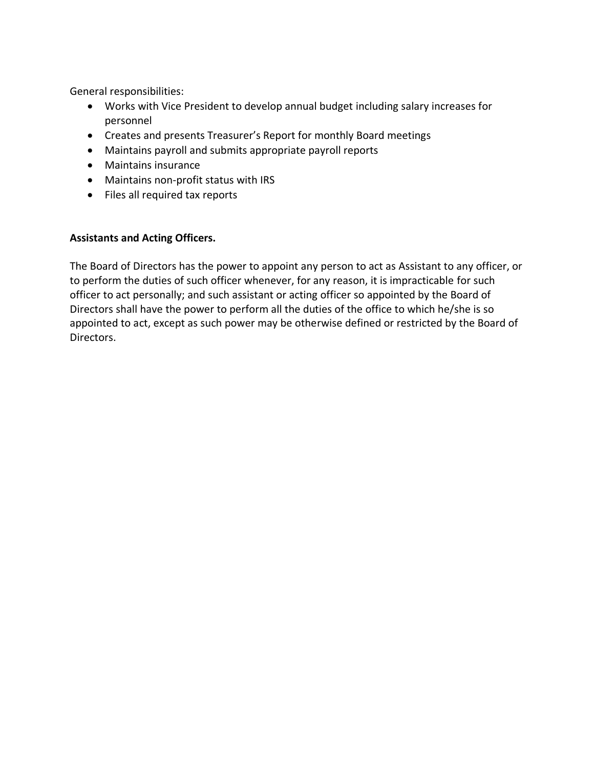General responsibilities:

- Works with Vice President to develop annual budget including salary increases for personnel
- Creates and presents Treasurer's Report for monthly Board meetings
- Maintains payroll and submits appropriate payroll reports
- Maintains insurance
- Maintains non-profit status with IRS
- Files all required tax reports

**Assistants and Acting Officers.**

The Board of Directors has the power to appoint any person to act as Assistant to any officer, or to perform the duties of such officer whenever, for any reason, it is impracticable for such officer to act personally; and such assistant or acting officer so appointed by the Board of Directors shall have the power to perform all the duties of the office to which he/she is so appointed to act, except as such power may be otherwise defined or restricted by the Board of Directors.